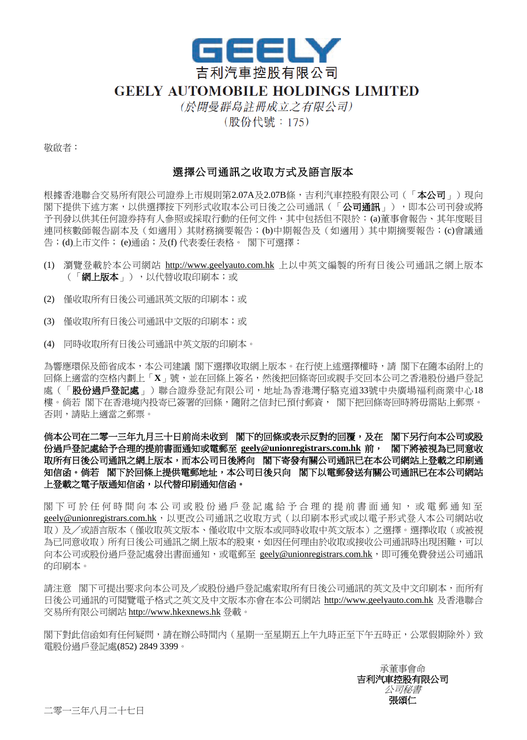# GEELY

吉利汽車控股有限公司

**GEELY AUTOMOBILE HOLDINGS LIMITED**

*（於開曼群島註冊成立之有限公司）*

（股份代號：175）

敬啟者：

## 選擇公司通訊之收取方式及語言版本

根據香港聯合交易所有限公司證券上市規則第2.07A及2.07B條，吉利汽車控股有限公司（「**本公司**」）現向閣下提供下述方案，以供選擇按下列形式收取本公司日後之公司通訊（「**公司通訊**」），即本公司刊發或將予刊發以供其任何證券持有人參照或採取行動的任何文件，其中包括但不限於：(a)董事會報告、其年度賬目連同核數師報告副本及（如適用）其財務摘要報告；(b)中期報告及（如適用）其中期摘要報告；(c)會議通告；(d)上市文件；(e)通函；及(f) 代表委任表格。 閣下可選擇：

(1) 瀏覽登載於本公司網站 http://www.geelyauto.com.hk 上以中英文編製的所有日後公司通訊之網上版本（「**網上版本**」），以代替收取印刷本；或

(2) 僅收取所有日後公司通訊英文版的印刷本；或

(3) 僅收取所有日後公司通訊中文版的印刷本；或

(4) 同時收取所有日後公司通訊中英文版的印刷本。

為響應環保及節省成本，本公司建議 閣下選擇收取網上版本。在行使上述選擇權時，請 閣下在隨本函附上的回條上適當的空格內劃上「**X**」號，並在回條上簽名，然後把回條寄回或親手交回本公司之香港股份過戶登記處（「**股份過戶登記處**」）聯合證券登記有限公司，地址為香港灣仔駱克道33號中央廣場福利商業中心18樓。倘若 閣下在香港境內投寄已簽署的回條，隨附之信封已預付郵資， 閣下把回條寄回時將毋需貼上郵票。否則，請貼上適當之郵票。

**倘本公司在二零一三年九月三十日前尚未收到 閣下的回條或表示反對的回覆，及在 閣下另行向本公司或股份過戶登記處給予合理的提前書面通知或電郵至 geely@unionregistrars.com.hk 前， 閣下將被視為已同意收取所有日後公司通訊之網上版本，而本公司日後將向 閣下寄發有關公司通訊已在本公司網站上登載之印刷通知信函。倘若 閣下於回條上提供電郵地址，本公司日後只向 閣下以電郵發送有關公司通訊已在本公司網站上登載之電子版通知信函，以代替印刷通知信函。**

閣下可於任何時間向本公司或股份過戶登記處給予合理的提前書面通知，或電郵通知至 geely@unionregistrars.com.hk，以更改公司通訊之收取方式（以印刷本形式或以電子形式登入本公司網站收取）及／或語言版本（僅收取英文版本、僅收取中文版本或同時收取中英文版本）之選擇。選擇收取（或被視為已同意收取）所有日後公司通訊之網上版本的股東，如因任何理由於收取或接收公司通訊時出現困難，可以向本公司或股份過戶登記處發出書面通知，或電郵至 geely@unionregistrars.com.hk，即可獲免費發送公司通訊的印刷本。

請注意 閣下可提出要求向本公司及／或股份過戶登記處索取所有日後公司通訊的英文及中文印刷本，而所有日後公司通訊的可閱覽電子格式之英文及中文版本亦會在本公司網站 http://www.geelyauto.com.hk 及香港聯合交易所有限公司網站 http://www.hkexnews.hk 登載。

閣下對此信函如有任何疑問，請在辦公時間內（星期一至星期五上午九時正至下午五時正，公眾假期除外）致電股份過戶登記處(852) 2849 3399。

承董事會命
**吉利汽車控股有限公司**
*公司秘書*
**張頌仁**

二零一三年八月二十七日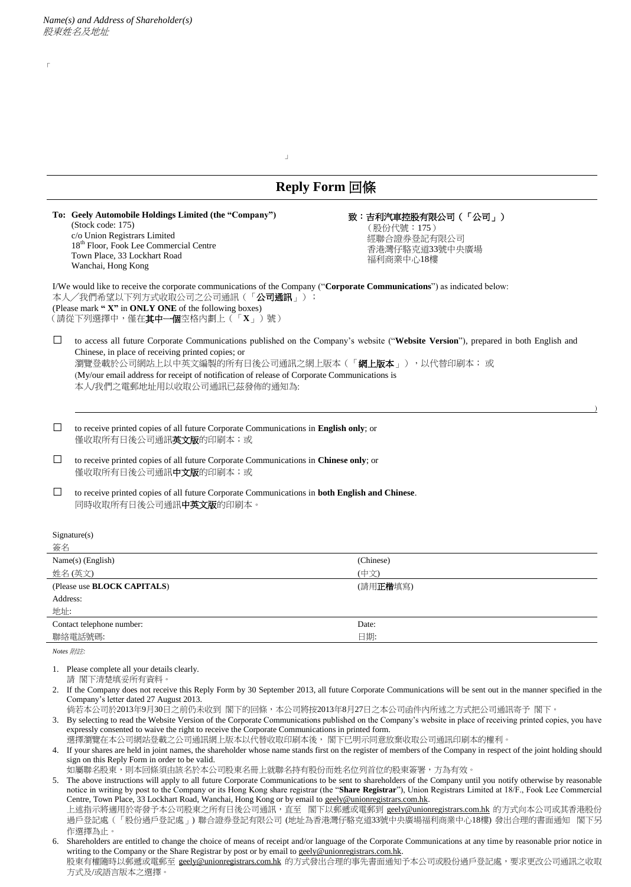*Name(s) and Address of Shareholder(s)*
*股東姓名及地址*

# Reply Form 回條

**To: Geely Automobile Holdings Limited (the "Company")**
(Stock code: 175)
c/o Union Registrars Limited
18th Floor, Fook Lee Commercial Centre
Town Place, 33 Lockhart Road
Wanchai, Hong Kong

**致：吉利汽車控股有限公司（「公司」）**
（股份代號：175）
經聯合證券登記有限公司
香港灣仔駱克道33號中央廣場
福利商業中心18樓

I/We would like to receive the corporate communications of the Company ("**Corporate Communications**") as indicated below:
本人╱我們希望以下列方式收取公司之公司通訊（「**公司通訊**」）；
(Please mark **" X"** in **ONLY ONE** of the following boxes)
（請從下列選擇中，僅在**其中一個**空格內劃上（「**X**」）號）

☐ to access all future Corporate Communications published on the Company's website ("**Website Version**"), prepared in both English and Chinese, in place of receiving printed copies; or
瀏覽登載於公司網站上以中英文編製的所有日後公司通訊之網上版本（「**網上版本**」），以代替印刷本； 或
(My/our email address for receipt of notification of release of Corporate Communications is
本人/我們之電郵地址用以收取公司通訊已茲發佈的通知為:

______________________________________________________________________________)

☐ to receive printed copies of all future Corporate Communications in **English only**; or
僅收取所有日後公司通訊**英文版**的印刷本；或

☐ to receive printed copies of all future Corporate Communications in **Chinese only**; or
僅收取所有日後公司通訊**中文版**的印刷本；或

☐ to receive printed copies of all future Corporate Communications in **both English and Chinese**.
同時收取所有日後公司通訊**中英文版**的印刷本。

Signature(s)
簽名

| | |
|---|---|
| Name(s) (English)<br>姓名 (英文) | (Chinese)<br>(中文) |
| (Please use **BLOCK CAPITALS**) | (請用**正楷**填寫) |
| Address:<br>地址: | |
| Contact telephone number:<br>聯絡電話號碼: | Date:<br>日期: |

*Notes 附註:*

1. Please complete all your details clearly.
   請 閣下清楚填妥所有資料。
2. If the Company does not receive this Reply Form by 30 September 2013, all future Corporate Communications will be sent out in the manner specified in the Company's letter dated 27 August 2013.
   倘若本公司於2013年9月30日之前仍未收到 閣下的回條，本公司將按2013年8月27日之本公司函件內所述之方式把公司通訊寄予 閣下。
3. By selecting to read the Website Version of the Corporate Communications published on the Company's website in place of receiving printed copies, you have expressly consented to waive the right to receive the Corporate Communications in printed form.
   選擇瀏覽在本公司網站登載之公司通訊網上版本以代替收取印刷本後， 閣下已明示同意放棄收取公司通訊印刷本的權利。
4. If your shares are held in joint names, the shareholder whose name stands first on the register of members of the Company in respect of the joint holding should sign on this Reply Form in order to be valid.
   如屬聯名股東，則本回條須由該名於本公司股東名冊上就聯名持有股份而姓名位列首位的股東簽署，方為有效。
5. The above instructions will apply to all future Corporate Communications to be sent to shareholders of the Company until you notify otherwise by reasonable notice in writing by post to the Company or its Hong Kong share registrar (the "**Share Registrar**"), Union Registrars Limited at 18/F., Fook Lee Commercial Centre, Town Place, 33 Lockhart Road, Wanchai, Hong Kong or by email to geely@unionregistrars.com.hk.
   上述指示將適用於寄發予本公司股東之所有日後公司通訊，直至 閣下以郵遞或電郵到 geely@unionregistrars.com.hk 的方式向本公司或其香港股份過戶登記處（「股份過戶登記處」) 聯合證券登記有限公司 (地址為香港灣仔駱克道33號中央廣場福利商業中心18樓) 發出合理的書面通知 閣下另作選擇為止。
6. Shareholders are entitled to change the choice of means of receipt and/or language of the Corporate Communications at any time by reasonable prior notice in writing to the Company or the Share Registrar by post or by email to geely@unionregistrars.com.hk.
   股東有權隨時以郵遞或電郵至 geely@unionregistrars.com.hk 的方式發出合理的事先書面通知予本公司或股份過戶登記處，要求更改公司通訊之收取方式及/或語言版本之選擇。